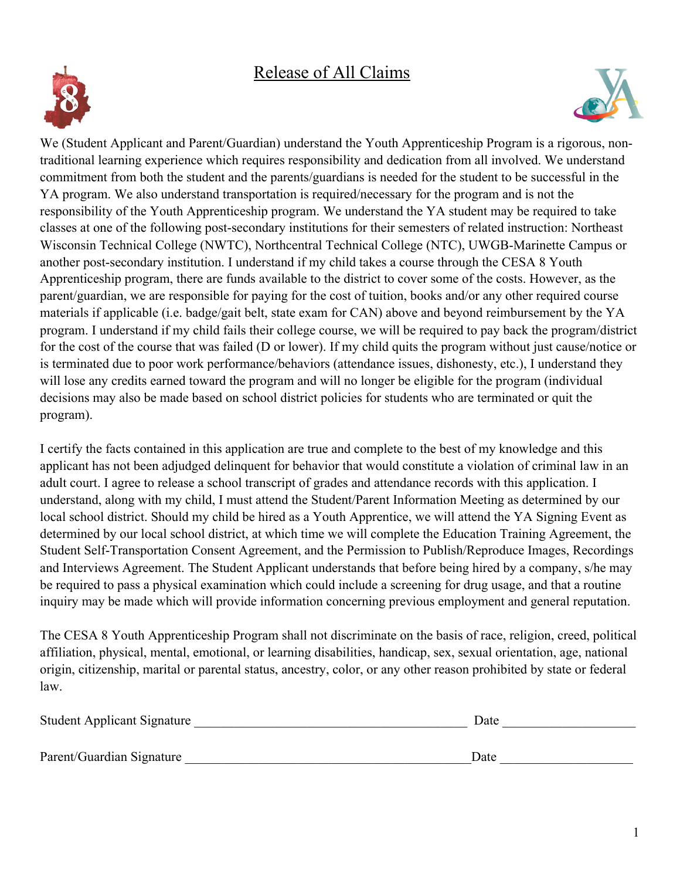# Release of All Claims

We (Student Applicant and Parent/Guardian) understand the Youth Apprenticeship Program is a rigorous, non-traditional learning experience which requires responsibility and dedication from all involved. We understand commitment from both the student and the parents/guardians is needed for the student to be successful in the YA program. We also understand transportation is required/necessary for the program and is not the responsibility of the Youth Apprenticeship program. We understand the YA student may be required to take classes at one of the following post-secondary institutions for their semesters of related instruction: Northeast Wisconsin Technical College (NWTC), Northcentral Technical College (NTC), UWGB-Marinette Campus or another post-secondary institution. I understand if my child takes a course through the CESA 8 Youth Apprenticeship program, there are funds available to the district to cover some of the costs. However, as the parent/guardian, we are responsible for paying for the cost of tuition, books and/or any other required course materials if applicable (i.e. badge/gait belt, state exam for CAN) above and beyond reimbursement by the YA program. I understand if my child fails their college course, we will be required to pay back the program/district for the cost of the course that was failed (D or lower). If my child quits the program without just cause/notice or is terminated due to poor work performance/behaviors (attendance issues, dishonesty, etc.), I understand they will lose any credits earned toward the program and will no longer be eligible for the program (individual decisions may also be made based on school district policies for students who are terminated or quit the program).

I certify the facts contained in this application are true and complete to the best of my knowledge and this applicant has not been adjudged delinquent for behavior that would constitute a violation of criminal law in an adult court. I agree to release a school transcript of grades and attendance records with this application. I understand, along with my child, I must attend the Student/Parent Information Meeting as determined by our local school district. Should my child be hired as a Youth Apprentice, we will attend the YA Signing Event as determined by our local school district, at which time we will complete the Education Training Agreement, the Student Self-Transportation Consent Agreement, and the Permission to Publish/Reproduce Images, Recordings and Interviews Agreement. The Student Applicant understands that before being hired by a company, s/he may be required to pass a physical examination which could include a screening for drug usage, and that a routine inquiry may be made which will provide information concerning previous employment and general reputation.

The CESA 8 Youth Apprenticeship Program shall not discriminate on the basis of race, religion, creed, political affiliation, physical, mental, emotional, or learning disabilities, handicap, sex, sexual orientation, age, national origin, citizenship, marital or parental status, ancestry, color, or any other reason prohibited by state or federal law.

Student Applicant Signature ________________________________________ Date ____________________

Parent/Guardian Signature ___________________________________________ Date ____________________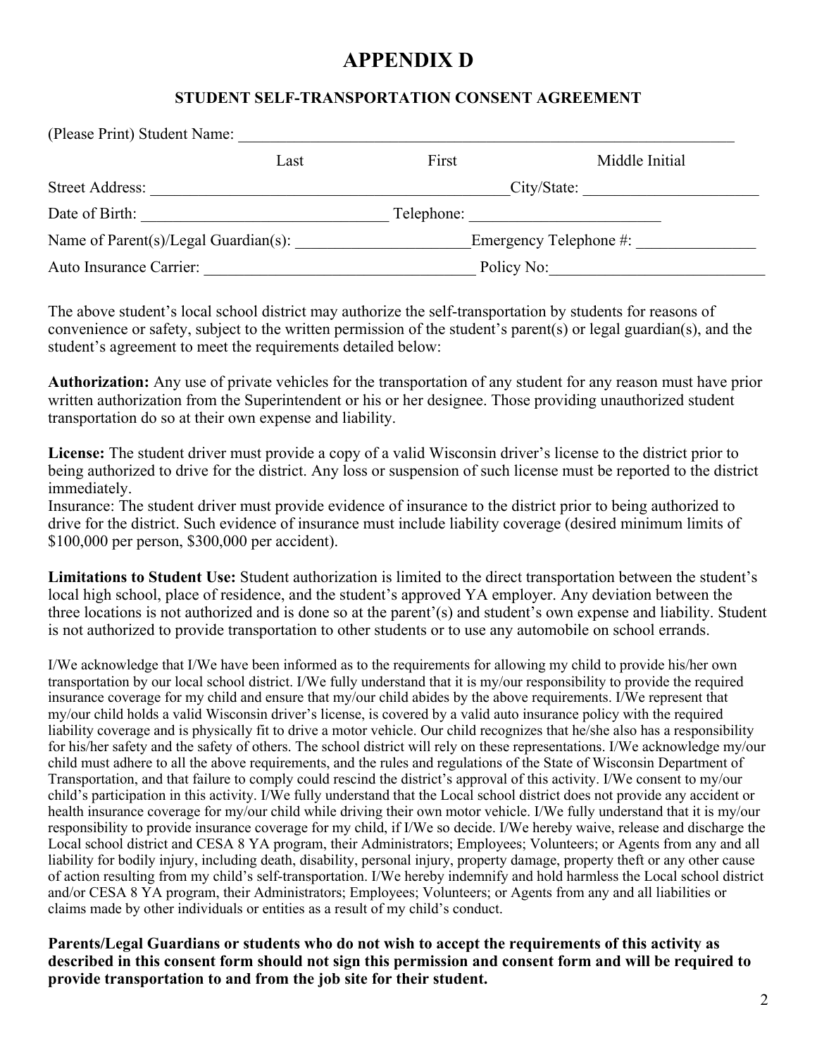# APPENDIX D

## STUDENT SELF-TRANSPORTATION CONSENT AGREEMENT

(Please Print) Student Name: ________________________________________________

Last First Middle Initial

Street Address: _______________________________City/State: ______________________

Date of Birth: _____________________________ Telephone: ________________________

Name of Parent(s)/Legal Guardian(s): _____________________Emergency Telephone #: _______________

Auto Insurance Carrier: __________________________________ Policy No:___________________________

The above student's local school district may authorize the self-transportation by students for reasons of convenience or safety, subject to the written permission of the student's parent(s) or legal guardian(s), and the student's agreement to meet the requirements detailed below:

**Authorization:** Any use of private vehicles for the transportation of any student for any reason must have prior written authorization from the Superintendent or his or her designee. Those providing unauthorized student transportation do so at their own expense and liability.

**License:** The student driver must provide a copy of a valid Wisconsin driver's license to the district prior to being authorized to drive for the district. Any loss or suspension of such license must be reported to the district immediately.
Insurance: The student driver must provide evidence of insurance to the district prior to being authorized to drive for the district. Such evidence of insurance must include liability coverage (desired minimum limits of $100,000 per person, $300,000 per accident).

**Limitations to Student Use:** Student authorization is limited to the direct transportation between the student's local high school, place of residence, and the student's approved YA employer. Any deviation between the three locations is not authorized and is done so at the parent'(s) and student's own expense and liability. Student is not authorized to provide transportation to other students or to use any automobile on school errands.

I/We acknowledge that I/We have been informed as to the requirements for allowing my child to provide his/her own transportation by our local school district. I/We fully understand that it is my/our responsibility to provide the required insurance coverage for my child and ensure that my/our child abides by the above requirements. I/We represent that my/our child holds a valid Wisconsin driver's license, is covered by a valid auto insurance policy with the required liability coverage and is physically fit to drive a motor vehicle. Our child recognizes that he/she also has a responsibility for his/her safety and the safety of others. The school district will rely on these representations. I/We acknowledge my/our child must adhere to all the above requirements, and the rules and regulations of the State of Wisconsin Department of Transportation, and that failure to comply could rescind the district's approval of this activity. I/We consent to my/our child's participation in this activity. I/We fully understand that the Local school district does not provide any accident or health insurance coverage for my/our child while driving their own motor vehicle. I/We fully understand that it is my/our responsibility to provide insurance coverage for my child, if I/We so decide. I/We hereby waive, release and discharge the Local school district and CESA 8 YA program, their Administrators; Employees; Volunteers; or Agents from any and all liability for bodily injury, including death, disability, personal injury, property damage, property theft or any other cause of action resulting from my child's self-transportation. I/We hereby indemnify and hold harmless the Local school district and/or CESA 8 YA program, their Administrators; Employees; Volunteers; or Agents from any and all liabilities or claims made by other individuals or entities as a result of my child's conduct.

**Parents/Legal Guardians or students who do not wish to accept the requirements of this activity as described in this consent form should not sign this permission and consent form and will be required to provide transportation to and from the job site for their student.**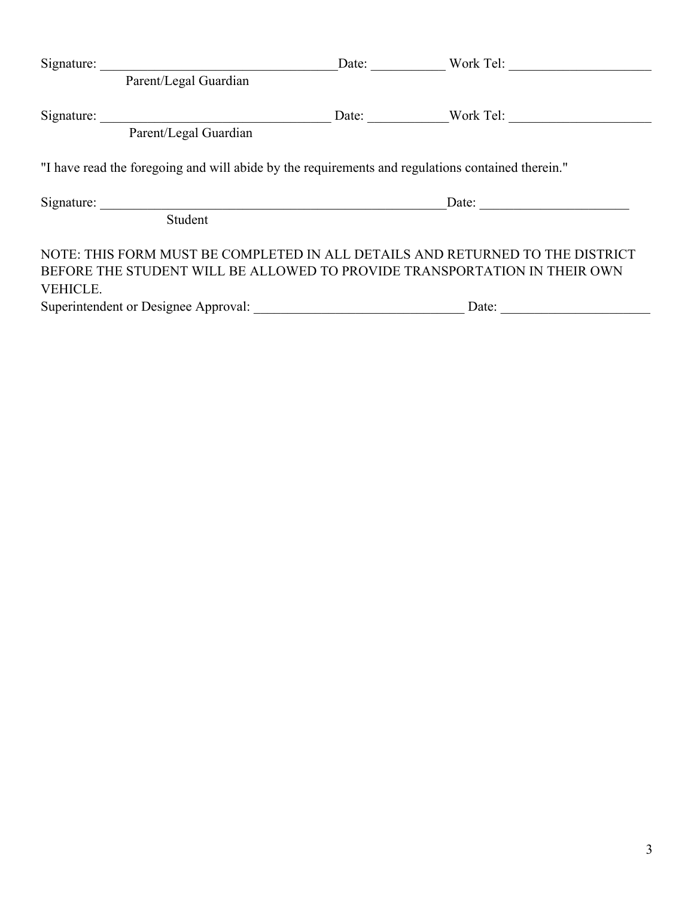Signature: ___________________________________Date: ___________ Work Tel: _____________________
Parent/Legal Guardian

Signature: _________________________________ Date: ____________Work Tel: _____________________
Parent/Legal Guardian

"I have read the foregoing and will abide by the requirements and regulations contained therein."

Signature: ___________________________________________________Date: ______________________
Student

NOTE: THIS FORM MUST BE COMPLETED IN ALL DETAILS AND RETURNED TO THE DISTRICT BEFORE THE STUDENT WILL BE ALLOWED TO PROVIDE TRANSPORTATION IN THEIR OWN VEHICLE.

Superintendent or Designee Approval: _______________________________ Date: ______________________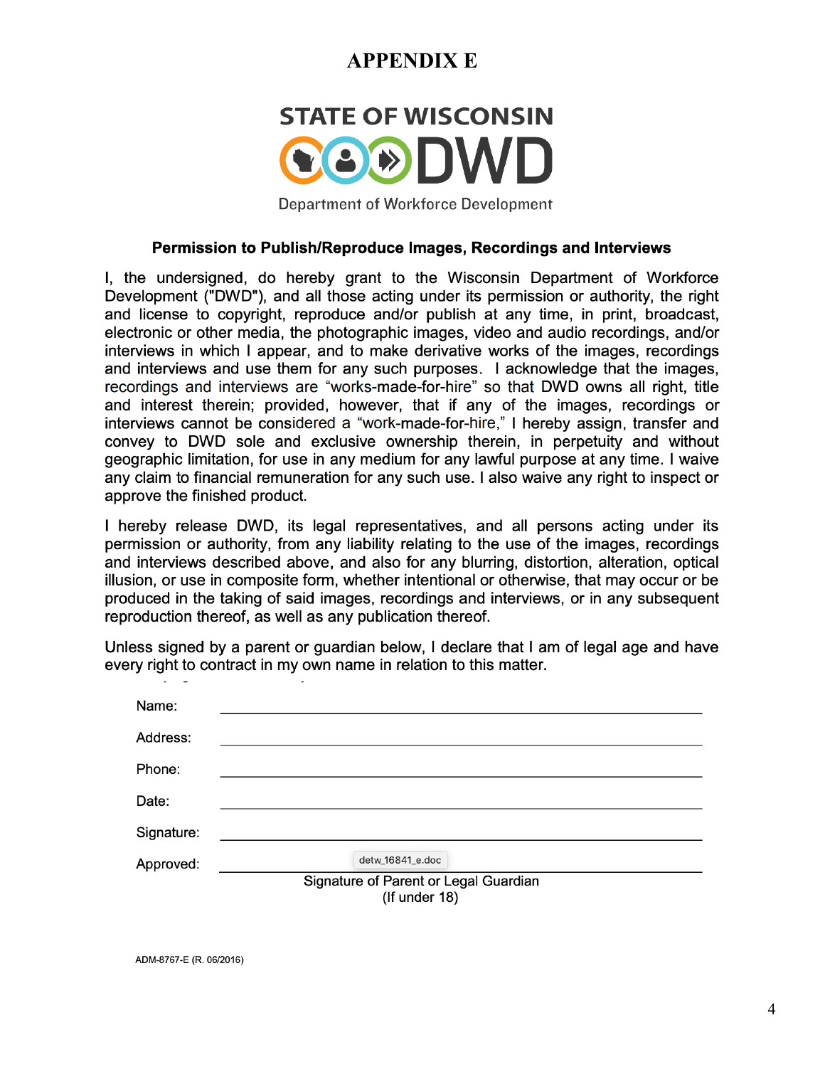# APPENDIX E

STATE OF WISCONSIN

DWD

Department of Workforce Development

**Permission to Publish/Reproduce Images, Recordings and Interviews**

I, the undersigned, do hereby grant to the Wisconsin Department of Workforce Development ("DWD"), and all those acting under its permission or authority, the right and license to copyright, reproduce and/or publish at any time, in print, broadcast, electronic or other media, the photographic images, video and audio recordings, and/or interviews in which I appear, and to make derivative works of the images, recordings and interviews and use them for any such purposes. I acknowledge that the images, recordings and interviews are "works-made-for-hire" so that DWD owns all right, title and interest therein; provided, however, that if any of the images, recordings or interviews cannot be considered a "work-made-for-hire," I hereby assign, transfer and convey to DWD sole and exclusive ownership therein, in perpetuity and without geographic limitation, for use in any medium for any lawful purpose at any time. I waive any claim to financial remuneration for any such use. I also waive any right to inspect or approve the finished product.

I hereby release DWD, its legal representatives, and all persons acting under its permission or authority, from any liability relating to the use of the images, recordings and interviews described above, and also for any blurring, distortion, alteration, optical illusion, or use in composite form, whether intentional or otherwise, that may occur or be produced in the taking of said images, recordings and interviews, or in any subsequent reproduction thereof, as well as any publication thereof.

Unless signed by a parent or guardian below, I declare that I am of legal age and have every right to contract in my own name in relation to this matter.

Name: ______________________________

Address: ______________________________

Phone: ______________________________

Date: ______________________________

Signature: ______________________________

Approved: ______________________________
Signature of Parent or Legal Guardian
(If under 18)

detw_16841_e.doc

ADM-8767-E (R. 06/2016)